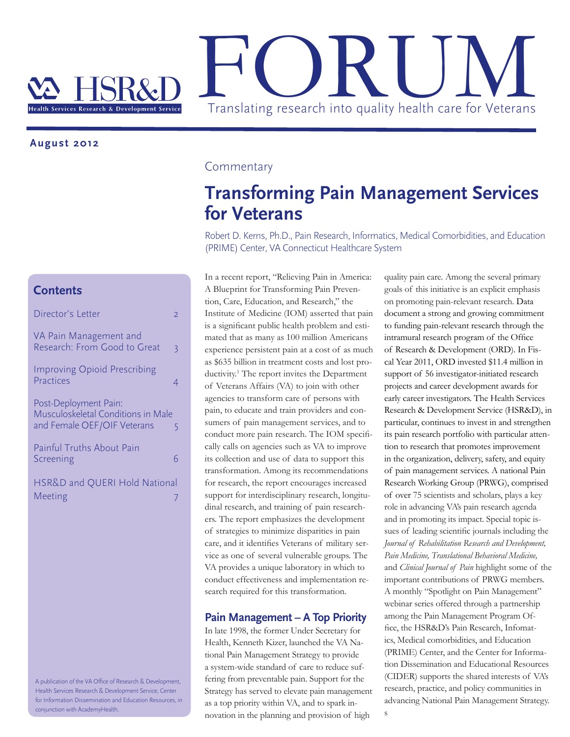# FORUM

Translating research into quality health care for Veterans

HSR&D Health Services Research & Development Service

**August 2012**

## Contents

- Director's Letter 2
- VA Pain Management and Research: From Good to Great 3
- Improving Opioid Prescribing Practices 4
- Post-Deployment Pain: Musculoskeletal Conditions in Male and Female OEF/OIF Veterans 5
- Painful Truths About Pain Screening 6
- HSR&D and QUERI Hold National Meeting 7

A publication of the VA Office of Research & Development, Health Services Research & Development Service, Center for Information Dissemination and Education Resources, in conjunction with AcademyHealth.

Commentary

# Transforming Pain Management Services for Veterans

Robert D. Kerns, Ph.D., Pain Research, Informatics, Medical Comorbidities, and Education (PRIME) Center, VA Connecticut Healthcare System

In a recent report, "Relieving Pain in America: A Blueprint for Transforming Pain Prevention, Care, Education, and Research," the Institute of Medicine (IOM) asserted that pain is a significant public health problem and estimated that as many as 100 million Americans experience persistent pain at a cost of as much as $635 billion in treatment costs and lost productivity.[1] The report invites the Department of Veterans Affairs (VA) to join with other agencies to transform care of persons with pain, to educate and train providers and consumers of pain management services, and to conduct more pain research. The IOM specifically calls on agencies such as VA to improve its collection and use of data to support this transformation. Among its recommendations for research, the report encourages increased support for interdisciplinary research, longitudinal research, and training of pain researchers. The report emphasizes the development of strategies to minimize disparities in pain care, and it identifies Veterans of military service as one of several vulnerable groups. The VA provides a unique laboratory in which to conduct effectiveness and implementation research required for this transformation.

## Pain Management – A Top Priority

In late 1998, the former Under Secretary for Health, Kenneth Kizer, launched the VA National Pain Management Strategy to provide a system-wide standard of care to reduce suffering from preventable pain. Support for the Strategy has served to elevate pain management as a top priority within VA, and to spark innovation in the planning and provision of high quality pain care. Among the several primary goals of this initiative is an explicit emphasis on promoting pain-relevant research. Data document a strong and growing commitment to funding pain-relevant research through the intramural research program of the Office of Research & Development (ORD). In Fiscal Year 2011, ORD invested $11.4 million in support of 56 investigator-initiated research projects and career development awards for early career investigators. The Health Services Research & Development Service (HSR&D), in particular, continues to invest in and strengthen its pain research portfolio with particular attention to research that promotes improvement in the organization, delivery, safety, and equity of pain management services. A national Pain Research Working Group (PRWG), comprised of over 75 scientists and scholars, plays a key role in advancing VA's pain research agenda and in promoting its impact. Special topic issues of leading scientific journals including the *Journal of Rehabilitation Research and Development, Pain Medicine, Translational Behavioral Medicine,* and *Clinical Journal of Pain* highlight some of the important contributions of PRWG members. A monthly "Spotlight on Pain Management" webinar series offered through a partnership among the Pain Management Program Office, the HSR&D's Pain Research, Infomatics, Medical comorbidities, and Education (PRIME) Center, and the Center for Information Dissemination and Educational Resources (CIDER) supports the shared interests of VA's research, practice, and policy communities in advancing National Pain Management Strategy.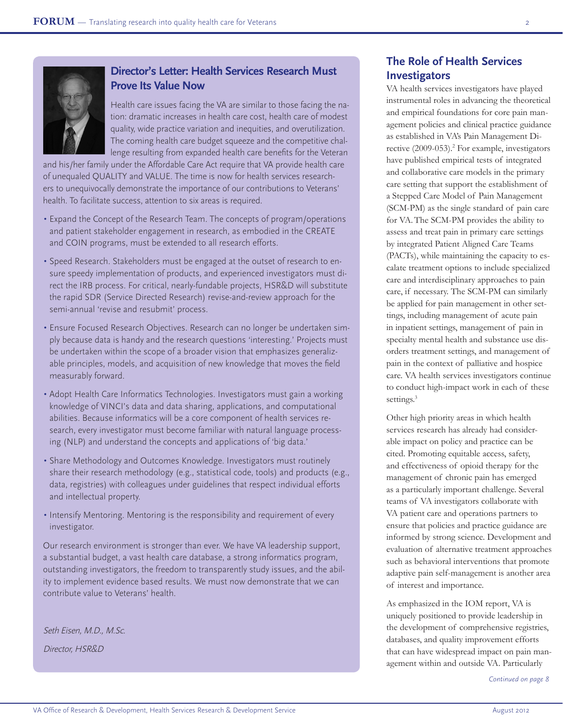## Director's Letter: Health Services Research Must Prove Its Value Now

Health care issues facing the VA are similar to those facing the nation: dramatic increases in health care cost, health care of modest quality, wide practice variation and inequities, and overutilization. The coming health care budget squeeze and the competitive challenge resulting from expanded health care benefits for the Veteran and his/her family under the Affordable Care Act require that VA provide health care of unequaled QUALITY and VALUE. The time is now for health services researchers to unequivocally demonstrate the importance of our contributions to Veterans' health. To facilitate success, attention to six areas is required.

- Expand the Concept of the Research Team. The concepts of program/operations and patient stakeholder engagement in research, as embodied in the CREATE and COIN programs, must be extended to all research efforts.
- Speed Research. Stakeholders must be engaged at the outset of research to ensure speedy implementation of products, and experienced investigators must direct the IRB process. For critical, nearly-fundable projects, HSR&D will substitute the rapid SDR (Service Directed Research) revise-and-review approach for the semi-annual 'revise and resubmit' process.
- Ensure Focused Research Objectives. Research can no longer be undertaken simply because data is handy and the research questions 'interesting.' Projects must be undertaken within the scope of a broader vision that emphasizes generalizable principles, models, and acquisition of new knowledge that moves the field measurably forward.
- Adopt Health Care Informatics Technologies. Investigators must gain a working knowledge of VINCI's data and data sharing, applications, and computational abilities. Because informatics will be a core component of health services research, every investigator must become familiar with natural language processing (NLP) and understand the concepts and applications of 'big data.'
- Share Methodology and Outcomes Knowledge. Investigators must routinely share their research methodology (e.g., statistical code, tools) and products (e.g., data, registries) with colleagues under guidelines that respect individual efforts and intellectual property.
- Intensify Mentoring. Mentoring is the responsibility and requirement of every investigator.

Our research environment is stronger than ever. We have VA leadership support, a substantial budget, a vast health care database, a strong informatics program, outstanding investigators, the freedom to transparently study issues, and the ability to implement evidence based results. We must now demonstrate that we can contribute value to Veterans' health.

*Seth Eisen, M.D., M.Sc.*

*Director, HSR&D*

## The Role of Health Services Investigators

VA health services investigators have played instrumental roles in advancing the theoretical and empirical foundations for core pain management policies and clinical practice guidance as established in VA's Pain Management Directive (2009-053).[2] For example, investigators have published empirical tests of integrated and collaborative care models in the primary care setting that support the establishment of a Stepped Care Model of Pain Management (SCM-PM) as the single standard of pain care for VA. The SCM-PM provides the ability to assess and treat pain in primary care settings by integrated Patient Aligned Care Teams (PACTs), while maintaining the capacity to escalate treatment options to include specialized care and interdisciplinary approaches to pain care, if necessary. The SCM-PM can similarly be applied for pain management in other settings, including management of acute pain in inpatient settings, management of pain in specialty mental health and substance use disorders treatment settings, and management of pain in the context of palliative and hospice care. VA health services investigators continue to conduct high-impact work in each of these settings.[3]

Other high priority areas in which health services research has already had considerable impact on policy and practice can be cited. Promoting equitable access, safety, and effectiveness of opioid therapy for the management of chronic pain has emerged as a particularly important challenge. Several teams of VA investigators collaborate with VA patient care and operations partners to ensure that policies and practice guidance are informed by strong science. Development and evaluation of alternative treatment approaches such as behavioral interventions that promote adaptive pain self-management is another area of interest and importance.

As emphasized in the IOM report, VA is uniquely positioned to provide leadership in the development of comprehensive registries, databases, and quality improvement efforts that can have widespread impact on pain management within and outside VA. Particularly

*Continued on page 8*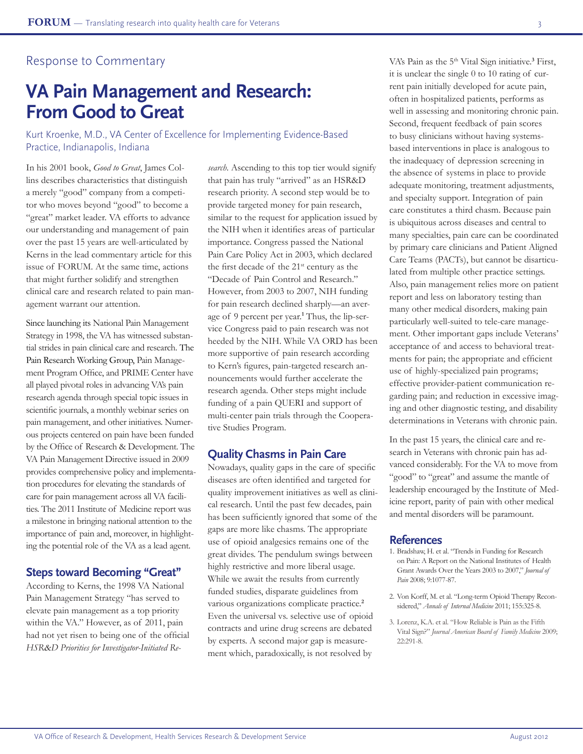Response to Commentary

# VA Pain Management and Research: From Good to Great

Kurt Kroenke, M.D., VA Center of Excellence for Implementing Evidence-Based Practice, Indianapolis, Indiana

In his 2001 book, *Good to Great*, James Collins describes characteristics that distinguish a merely "good" company from a competitor who moves beyond "good" to become a "great" market leader. VA efforts to advance our understanding and management of pain over the past 15 years are well-articulated by Kerns in the lead commentary article for this issue of FORUM. At the same time, actions that might further solidify and strengthen clinical care and research related to pain management warrant our attention.

Since launching its National Pain Management Strategy in 1998, the VA has witnessed substantial strides in pain clinical care and research. The Pain Research Working Group, Pain Management Program Office, and PRIME Center have all played pivotal roles in advancing VA's pain research agenda through special topic issues in scientific journals, a monthly webinar series on pain management, and other initiatives. Numerous projects centered on pain have been funded by the Office of Research & Development. The VA Pain Management Directive issued in 2009 provides comprehensive policy and implementation procedures for elevating the standards of care for pain management across all VA facilities. The 2011 Institute of Medicine report was a milestone in bringing national attention to the importance of pain and, moreover, in highlighting the potential role of the VA as a lead agent.

## Steps toward Becoming "Great"

According to Kerns, the 1998 VA National Pain Management Strategy "has served to elevate pain management as a top priority within the VA." However, as of 2011, pain had not yet risen to being one of the official *HSR&D Priorities for Investigator-Initiated Research*. Ascending to this top tier would signify that pain has truly "arrived" as an HSR&D research priority. A second step would be to provide targeted money for pain research, similar to the request for application issued by the NIH when it identifies areas of particular importance. Congress passed the National Pain Care Policy Act in 2003, which declared the first decade of the 21st century as the "Decade of Pain Control and Research." However, from 2003 to 2007, NIH funding for pain research declined sharply—an average of 9 percent per year.[1] Thus, the lip-service Congress paid to pain research was not heeded by the NIH. While VA ORD has been more supportive of pain research according to Kern's figures, pain-targeted research announcements would further accelerate the research agenda. Other steps might include funding of a pain QUERI and support of multi-center pain trials through the Cooperative Studies Program.

## Quality Chasms in Pain Care

Nowadays, quality gaps in the care of specific diseases are often identified and targeted for quality improvement initiatives as well as clinical research. Until the past few decades, pain has been sufficiently ignored that some of the gaps are more like chasms. The appropriate use of opioid analgesics remains one of the great divides. The pendulum swings between highly restrictive and more liberal usage. While we await the results from currently funded studies, disparate guidelines from various organizations complicate practice.[2] Even the universal vs. selective use of opioid contracts and urine drug screens are debated by experts. A second major gap is measurement which, paradoxically, is not resolved by VA's Pain as the 5th Vital Sign initiative.[3] First, it is unclear the single 0 to 10 rating of current pain initially developed for acute pain, often in hospitalized patients, performs as well in assessing and monitoring chronic pain. Second, frequent feedback of pain scores to busy clinicians without having systems-based interventions in place is analogous to the inadequacy of depression screening in the absence of systems in place to provide adequate monitoring, treatment adjustments, and specialty support. Integration of pain care constitutes a third chasm. Because pain is ubiquitous across diseases and central to many specialties, pain care can be coordinated by primary care clinicians and Patient Aligned Care Teams (PACTs), but cannot be disarticulated from multiple other practice settings. Also, pain management relies more on patient report and less on laboratory testing than many other medical disorders, making pain particularly well-suited to tele-care management. Other important gaps include Veterans' acceptance of and access to behavioral treatments for pain; the appropriate and efficient use of highly-specialized pain programs; effective provider-patient communication regarding pain; and reduction in excessive imaging and other diagnostic testing, and disability determinations in Veterans with chronic pain.

In the past 15 years, the clinical care and research in Veterans with chronic pain has advanced considerably. For the VA to move from "good" to "great" and assume the mantle of leadership encouraged by the Institute of Medicine report, parity of pain with other medical and mental disorders will be paramount.

## References

1. Bradshaw, H. et al. "Trends in Funding for Research on Pain: A Report on the National Institutes of Health Grant Awards Over the Years 2003 to 2007," *Journal of Pain* 2008; 9:1077-87.
2. Von Korff, M. et al. "Long-term Opioid Therapy Reconsidered," *Annals of Internal Medicine* 2011; 155:325-8.
3. Lorenz, K.A. et al. "How Reliable is Pain as the Fifth Vital Sign?" *Journal American Board of Family Medicine* 2009; 22:291-8.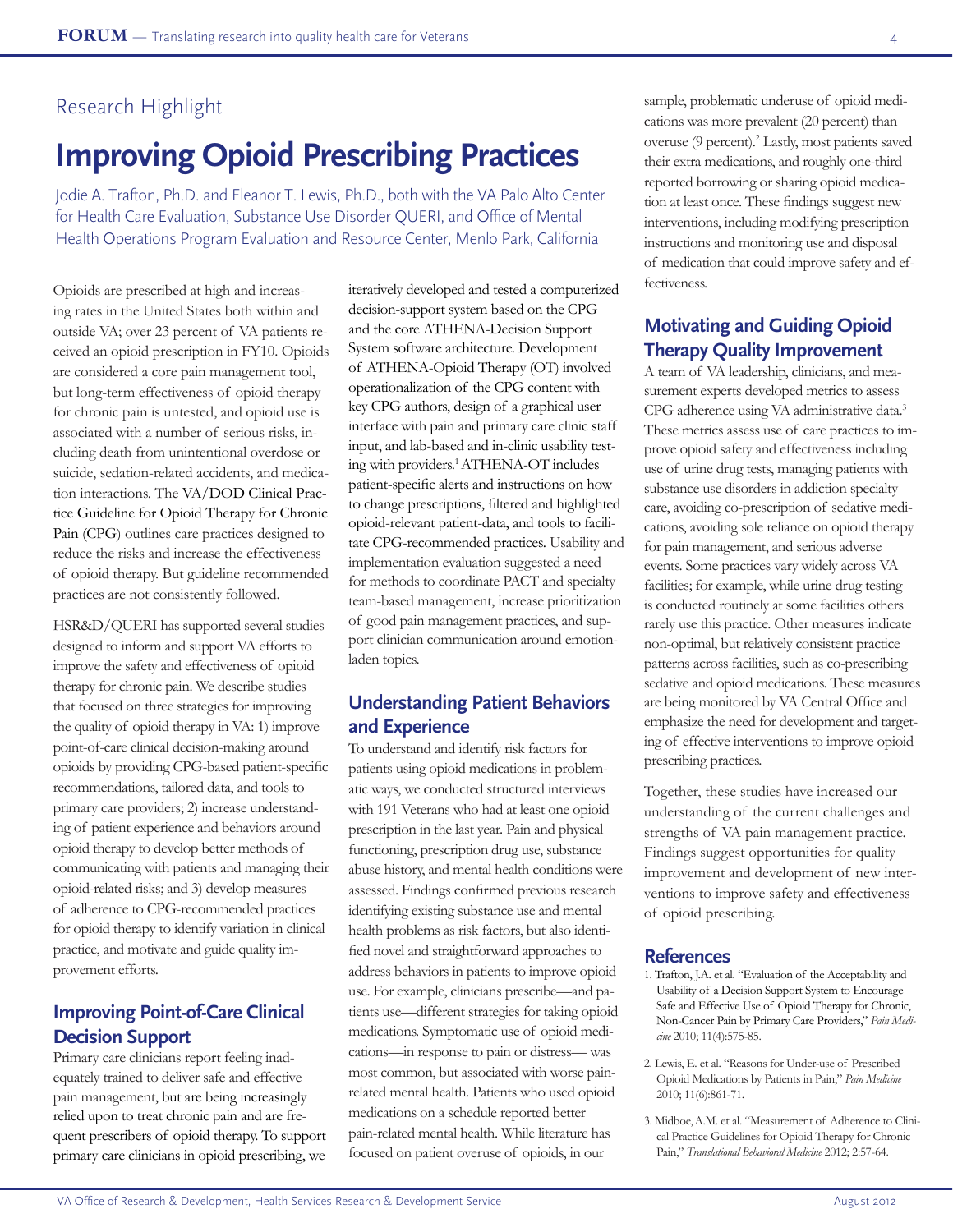Research Highlight

# Improving Opioid Prescribing Practices

Jodie A. Trafton, Ph.D. and Eleanor T. Lewis, Ph.D., both with the VA Palo Alto Center for Health Care Evaluation, Substance Use Disorder QUERI, and Office of Mental Health Operations Program Evaluation and Resource Center, Menlo Park, California

Opioids are prescribed at high and increasing rates in the United States both within and outside VA; over 23 percent of VA patients received an opioid prescription in FY10. Opioids are considered a core pain management tool, but long-term effectiveness of opioid therapy for chronic pain is untested, and opioid use is associated with a number of serious risks, including death from unintentional overdose or suicide, sedation-related accidents, and medication interactions. The VA/DOD Clinical Practice Guideline for Opioid Therapy for Chronic Pain (CPG) outlines care practices designed to reduce the risks and increase the effectiveness of opioid therapy. But guideline recommended practices are not consistently followed.

HSR&D/QUERI has supported several studies designed to inform and support VA efforts to improve the safety and effectiveness of opioid therapy for chronic pain. We describe studies that focused on three strategies for improving the quality of opioid therapy in VA: 1) improve point-of-care clinical decision-making around opioids by providing CPG-based patient-specific recommendations, tailored data, and tools to primary care providers; 2) increase understanding of patient experience and behaviors around opioid therapy to develop better methods of communicating with patients and managing their opioid-related risks; and 3) develop measures of adherence to CPG-recommended practices for opioid therapy to identify variation in clinical practice, and motivate and guide quality improvement efforts.

## Improving Point-of-Care Clinical Decision Support

Primary care clinicians report feeling inadequately trained to deliver safe and effective pain management, but are being increasingly relied upon to treat chronic pain and are frequent prescribers of opioid therapy. To support primary care clinicians in opioid prescribing, we iteratively developed and tested a computerized decision-support system based on the CPG and the core ATHENA-Decision Support System software architecture. Development of ATHENA-Opioid Therapy (OT) involved operationalization of the CPG content with key CPG authors, design of a graphical user interface with pain and primary care clinic staff input, and lab-based and in-clinic usability testing with providers.[1] ATHENA-OT includes patient-specific alerts and instructions on how to change prescriptions, filtered and highlighted opioid-relevant patient-data, and tools to facilitate CPG-recommended practices. Usability and implementation evaluation suggested a need for methods to coordinate PACT and specialty team-based management, increase prioritization of good pain management practices, and support clinician communication around emotion-laden topics.

## Understanding Patient Behaviors and Experience

To understand and identify risk factors for patients using opioid medications in problematic ways, we conducted structured interviews with 191 Veterans who had at least one opioid prescription in the last year. Pain and physical functioning, prescription drug use, substance abuse history, and mental health conditions were assessed. Findings confirmed previous research identifying existing substance use and mental health problems as risk factors, but also identified novel and straightforward approaches to address behaviors in patients to improve opioid use. For example, clinicians prescribe—and patients use—different strategies for taking opioid medications. Symptomatic use of opioid medications—in response to pain or distress— was most common, but associated with worse pain-related mental health. Patients who used opioid medications on a schedule reported better pain-related mental health. While literature has focused on patient overuse of opioids, in our sample, problematic underuse of opioid medications was more prevalent (20 percent) than overuse (9 percent).[2] Lastly, most patients saved their extra medications, and roughly one-third reported borrowing or sharing opioid medication at least once. These findings suggest new interventions, including modifying prescription instructions and monitoring use and disposal of medication that could improve safety and effectiveness.

## Motivating and Guiding Opioid Therapy Quality Improvement

A team of VA leadership, clinicians, and measurement experts developed metrics to assess CPG adherence using VA administrative data.[3] These metrics assess use of care practices to improve opioid safety and effectiveness including use of urine drug tests, managing patients with substance use disorders in addiction specialty care, avoiding co-prescription of sedative medications, avoiding sole reliance on opioid therapy for pain management, and serious adverse events. Some practices vary widely across VA facilities; for example, while urine drug testing is conducted routinely at some facilities others rarely use this practice. Other measures indicate non-optimal, but relatively consistent practice patterns across facilities, such as co-prescribing sedative and opioid medications. These measures are being monitored by VA Central Office and emphasize the need for development and targeting of effective interventions to improve opioid prescribing practices.

Together, these studies have increased our understanding of the current challenges and strengths of VA pain management practice. Findings suggest opportunities for quality improvement and development of new interventions to improve safety and effectiveness of opioid prescribing.

## References

1. Trafton, J.A. et al. "Evaluation of the Acceptability and Usability of a Decision Support System to Encourage Safe and Effective Use of Opioid Therapy for Chronic, Non-Cancer Pain by Primary Care Providers," *Pain Medicine* 2010; 11(4):575-85.
2. Lewis, E. et al. "Reasons for Under-use of Prescribed Opioid Medications by Patients in Pain," *Pain Medicine* 2010; 11(6):861-71.
3. Midboe, A.M. et al. "Measurement of Adherence to Clinical Practice Guidelines for Opioid Therapy for Chronic Pain," *Translational Behavioral Medicine* 2012; 2:57-64.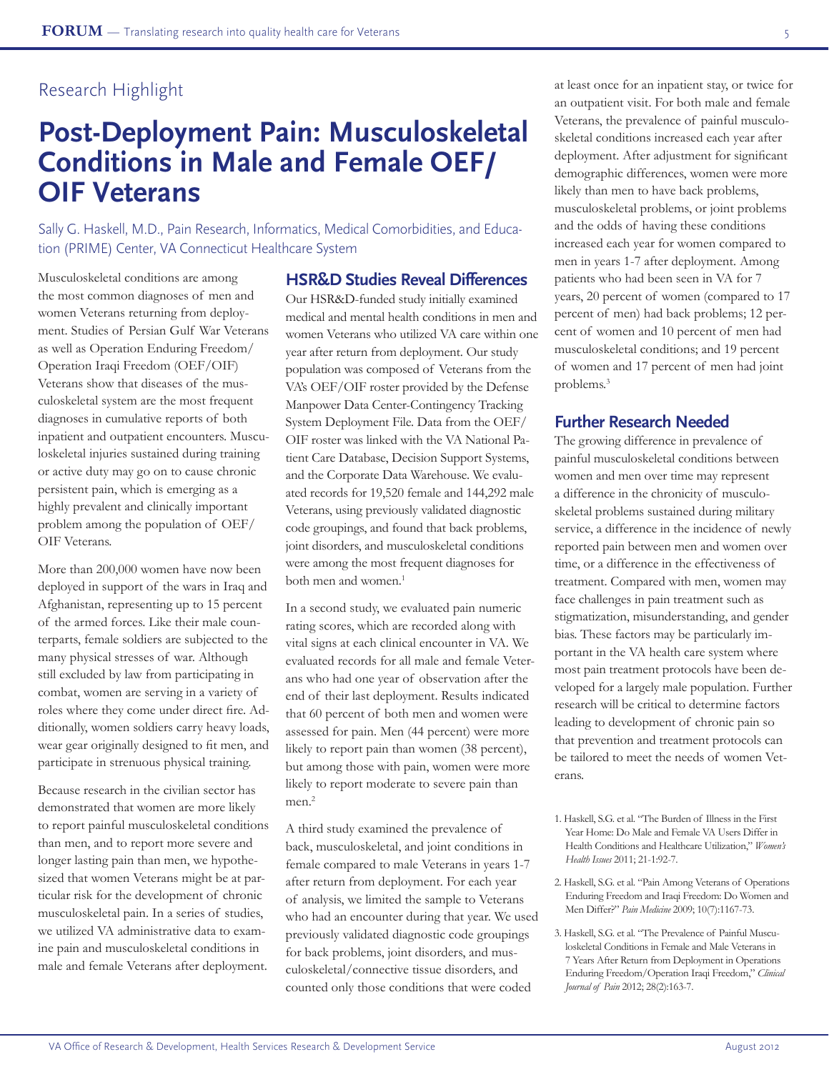Research Highlight

# Post-Deployment Pain: Musculoskeletal Conditions in Male and Female OEF/OIF Veterans

Sally G. Haskell, M.D., Pain Research, Informatics, Medical Comorbidities, and Education (PRIME) Center, VA Connecticut Healthcare System

Musculoskeletal conditions are among the most common diagnoses of men and women Veterans returning from deployment. Studies of Persian Gulf War Veterans as well as Operation Enduring Freedom/Operation Iraqi Freedom (OEF/OIF) Veterans show that diseases of the musculoskeletal system are the most frequent diagnoses in cumulative reports of both inpatient and outpatient encounters. Musculoskeletal injuries sustained during training or active duty may go on to cause chronic persistent pain, which is emerging as a highly prevalent and clinically important problem among the population of OEF/OIF Veterans.

More than 200,000 women have now been deployed in support of the wars in Iraq and Afghanistan, representing up to 15 percent of the armed forces. Like their male counterparts, female soldiers are subjected to the many physical stresses of war. Although still excluded by law from participating in combat, women are serving in a variety of roles where they come under direct fire. Additionally, women soldiers carry heavy loads, wear gear originally designed to fit men, and participate in strenuous physical training.

Because research in the civilian sector has demonstrated that women are more likely to report painful musculoskeletal conditions than men, and to report more severe and longer lasting pain than men, we hypothesized that women Veterans might be at particular risk for the development of chronic musculoskeletal pain. In a series of studies, we utilized VA administrative data to examine pain and musculoskeletal conditions in male and female Veterans after deployment.

## HSR&D Studies Reveal Differences

Our HSR&D-funded study initially examined medical and mental health conditions in men and women Veterans who utilized VA care within one year after return from deployment. Our study population was composed of Veterans from the VA's OEF/OIF roster provided by the Defense Manpower Data Center-Contingency Tracking System Deployment File. Data from the OEF/OIF roster was linked with the VA National Patient Care Database, Decision Support Systems, and the Corporate Data Warehouse. We evaluated records for 19,520 female and 144,292 male Veterans, using previously validated diagnostic code groupings, and found that back problems, joint disorders, and musculoskeletal conditions were among the most frequent diagnoses for both men and women.[1]

In a second study, we evaluated pain numeric rating scores, which are recorded along with vital signs at each clinical encounter in VA. We evaluated records for all male and female Veterans who had one year of observation after the end of their last deployment. Results indicated that 60 percent of both men and women were assessed for pain. Men (44 percent) were more likely to report pain than women (38 percent), but among those with pain, women were more likely to report moderate to severe pain than men.[2]

A third study examined the prevalence of back, musculoskeletal, and joint conditions in female compared to male Veterans in years 1-7 after return from deployment. For each year of analysis, we limited the sample to Veterans who had an encounter during that year. We used previously validated diagnostic code groupings for back problems, joint disorders, and musculoskeletal/connective tissue disorders, and counted only those conditions that were coded at least once for an inpatient stay, or twice for an outpatient visit. For both male and female Veterans, the prevalence of painful musculoskeletal conditions increased each year after deployment. After adjustment for significant demographic differences, women were more likely than men to have back problems, musculoskeletal problems, or joint problems and the odds of having these conditions increased each year for women compared to men in years 1-7 after deployment. Among patients who had been seen in VA for 7 years, 20 percent of women (compared to 17 percent of men) had back problems; 12 percent of women and 10 percent of men had musculoskeletal conditions; and 19 percent of women and 17 percent of men had joint problems.[3]

## Further Research Needed

The growing difference in prevalence of painful musculoskeletal conditions between women and men over time may represent a difference in the chronicity of musculoskeletal problems sustained during military service, a difference in the incidence of newly reported pain between men and women over time, or a difference in the effectiveness of treatment. Compared with men, women may face challenges in pain treatment such as stigmatization, misunderstanding, and gender bias. These factors may be particularly important in the VA health care system where most pain treatment protocols have been developed for a largely male population. Further research will be critical to determine factors leading to development of chronic pain so that prevention and treatment protocols can be tailored to meet the needs of women Veterans.

1. Haskell, S.G. et al. "The Burden of Illness in the First Year Home: Do Male and Female VA Users Differ in Health Conditions and Healthcare Utilization," *Women's Health Issues* 2011; 21-1:92-7.
2. Haskell, S.G. et al. "Pain Among Veterans of Operations Enduring Freedom and Iraqi Freedom: Do Women and Men Differ?" *Pain Medicine* 2009; 10(7):1167-73.
3. Haskell, S.G. et al. "The Prevalence of Painful Musculoskeletal Conditions in Female and Male Veterans in 7 Years After Return from Deployment in Operations Enduring Freedom/Operation Iraqi Freedom," *Clinical Journal of Pain* 2012; 28(2):163-7.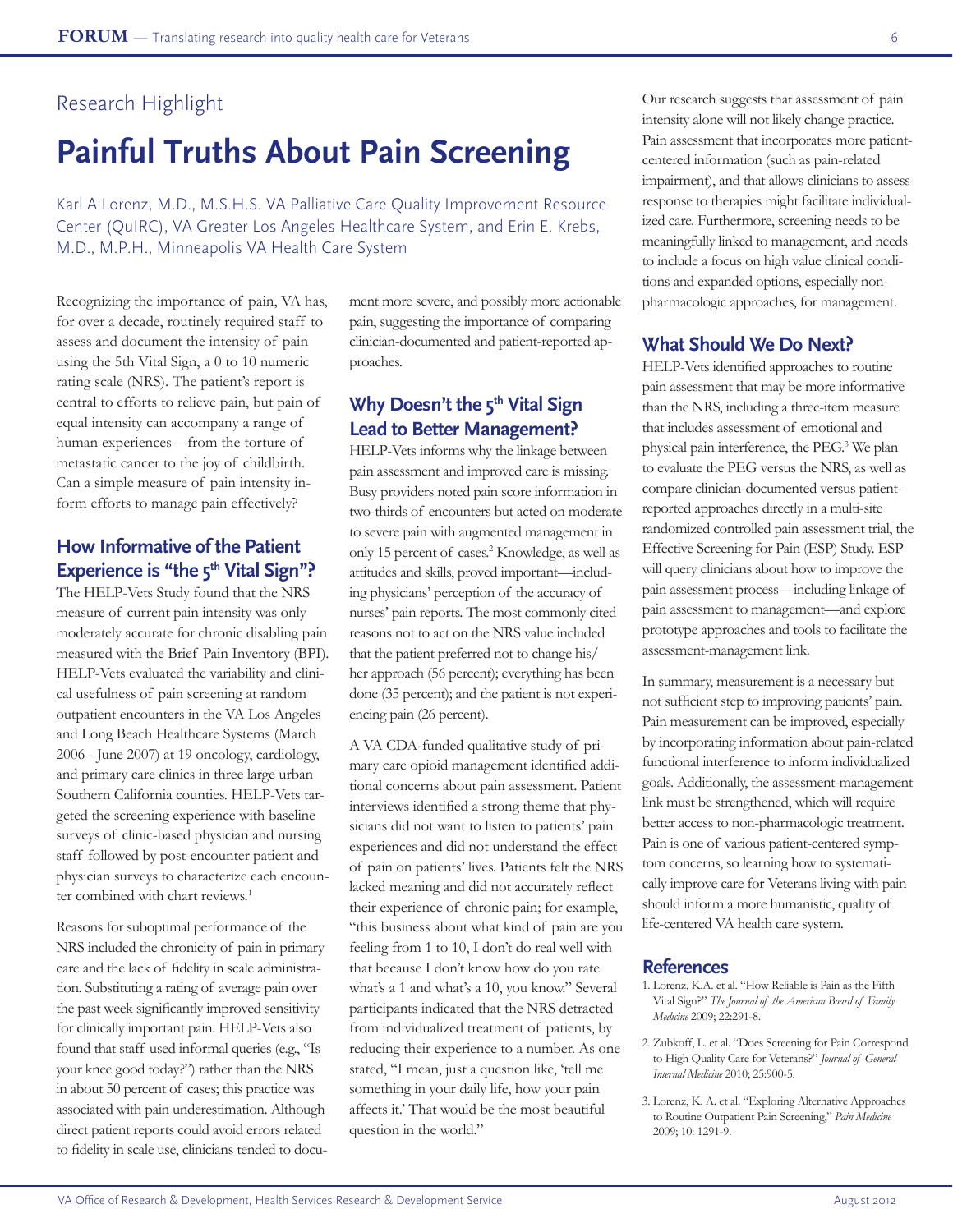Research Highlight

# Painful Truths About Pain Screening

Karl A Lorenz, M.D., M.S.H.S. VA Palliative Care Quality Improvement Resource Center (QuIRC), VA Greater Los Angeles Healthcare System, and Erin E. Krebs, M.D., M.P.H., Minneapolis VA Health Care System

Recognizing the importance of pain, VA has, for over a decade, routinely required staff to assess and document the intensity of pain using the 5th Vital Sign, a 0 to 10 numeric rating scale (NRS). The patient's report is central to efforts to relieve pain, but pain of equal intensity can accompany a range of human experiences—from the torture of metastatic cancer to the joy of childbirth. Can a simple measure of pain intensity inform efforts to manage pain effectively?

## How Informative of the Patient Experience is "the 5th Vital Sign"?

The HELP-Vets Study found that the NRS measure of current pain intensity was only moderately accurate for chronic disabling pain measured with the Brief Pain Inventory (BPI). HELP-Vets evaluated the variability and clinical usefulness of pain screening at random outpatient encounters in the VA Los Angeles and Long Beach Healthcare Systems (March 2006 - June 2007) at 19 oncology, cardiology, and primary care clinics in three large urban Southern California counties. HELP-Vets targeted the screening experience with baseline surveys of clinic-based physician and nursing staff followed by post-encounter patient and physician surveys to characterize each encounter combined with chart reviews.[1]

Reasons for suboptimal performance of the NRS included the chronicity of pain in primary care and the lack of fidelity in scale administration. Substituting a rating of average pain over the past week significantly improved sensitivity for clinically important pain. HELP-Vets also found that staff used informal queries (e.g., "Is your knee good today?") rather than the NRS in about 50 percent of cases; this practice was associated with pain underestimation. Although direct patient reports could avoid errors related to fidelity in scale use, clinicians tended to document more severe, and possibly more actionable pain, suggesting the importance of comparing clinician-documented and patient-reported approaches.

## Why Doesn't the 5th Vital Sign Lead to Better Management?

HELP-Vets informs why the linkage between pain assessment and improved care is missing. Busy providers noted pain score information in two-thirds of encounters but acted on moderate to severe pain with augmented management in only 15 percent of cases.[2] Knowledge, as well as attitudes and skills, proved important—including physicians' perception of the accuracy of nurses' pain reports. The most commonly cited reasons not to act on the NRS value included that the patient preferred not to change his/her approach (56 percent); everything has been done (35 percent); and the patient is not experiencing pain (26 percent).

A VA CDA-funded qualitative study of primary care opioid management identified additional concerns about pain assessment. Patient interviews identified a strong theme that physicians did not want to listen to patients' pain experiences and did not understand the effect of pain on patients' lives. Patients felt the NRS lacked meaning and did not accurately reflect their experience of chronic pain; for example, "this business about what kind of pain are you feeling from 1 to 10, I don't do real well with that because I don't know how do you rate what's a 1 and what's a 10, you know." Several participants indicated that the NRS detracted from individualized treatment of patients, by reducing their experience to a number. As one stated, "I mean, just a question like, 'tell me something in your daily life, how your pain affects it.' That would be the most beautiful question in the world."

Our research suggests that assessment of pain intensity alone will not likely change practice. Pain assessment that incorporates more patient-centered information (such as pain-related impairment), and that allows clinicians to assess response to therapies might facilitate individualized care. Furthermore, screening needs to be meaningfully linked to management, and needs to include a focus on high value clinical conditions and expanded options, especially non-pharmacologic approaches, for management.

## What Should We Do Next?

HELP-Vets identified approaches to routine pain assessment that may be more informative than the NRS, including a three-item measure that includes assessment of emotional and physical pain interference, the PEG.[3] We plan to evaluate the PEG versus the NRS, as well as compare clinician-documented versus patient-reported approaches directly in a multi-site randomized controlled pain assessment trial, the Effective Screening for Pain (ESP) Study. ESP will query clinicians about how to improve the pain assessment process—including linkage of pain assessment to management—and explore prototype approaches and tools to facilitate the assessment-management link.

In summary, measurement is a necessary but not sufficient step to improving patients' pain. Pain measurement can be improved, especially by incorporating information about pain-related functional interference to inform individualized goals. Additionally, the assessment-management link must be strengthened, which will require better access to non-pharmacologic treatment. Pain is one of various patient-centered symptom concerns, so learning how to systematically improve care for Veterans living with pain should inform a more humanistic, quality of life-centered VA health care system.

## References

1. Lorenz, K.A. et al. "How Reliable is Pain as the Fifth Vital Sign?" *The Journal of the American Board of Family Medicine* 2009; 22:291-8.
2. Zubkoff, L. et al. "Does Screening for Pain Correspond to High Quality Care for Veterans?" *Journal of General Internal Medicine* 2010; 25:900-5.
3. Lorenz, K. A. et al. "Exploring Alternative Approaches to Routine Outpatient Pain Screening," *Pain Medicine* 2009; 10: 1291-9.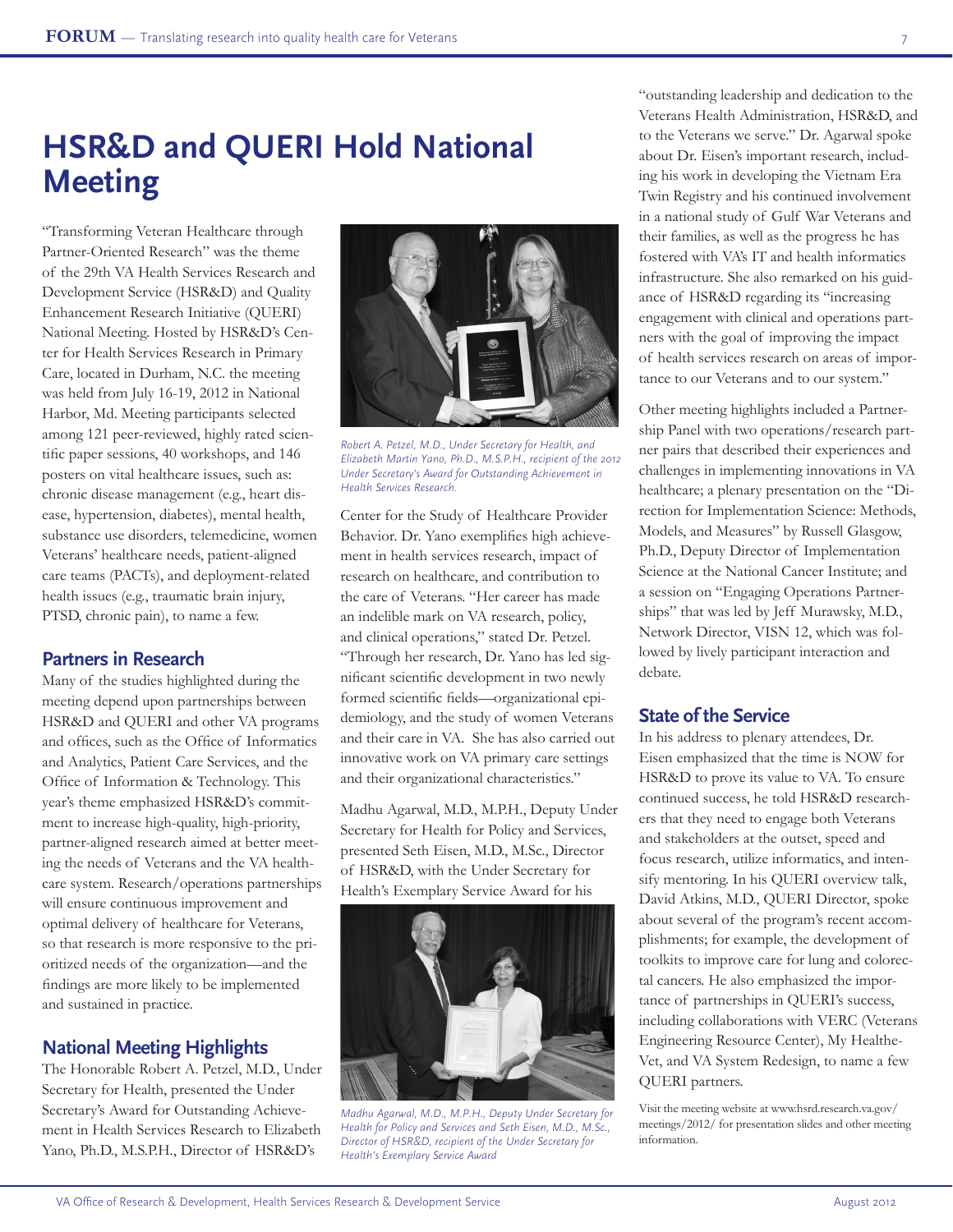# HSR&D and QUERI Hold National Meeting

"Transforming Veteran Healthcare through Partner-Oriented Research" was the theme of the 29th VA Health Services Research and Development Service (HSR&D) and Quality Enhancement Research Initiative (QUERI) National Meeting. Hosted by HSR&D's Center for Health Services Research in Primary Care, located in Durham, N.C. the meeting was held from July 16-19, 2012 in National Harbor, Md. Meeting participants selected among 121 peer-reviewed, highly rated scientific paper sessions, 40 workshops, and 146 posters on vital healthcare issues, such as: chronic disease management (e.g., heart disease, hypertension, diabetes), mental health, substance use disorders, telemedicine, women Veterans' healthcare needs, patient-aligned care teams (PACTs), and deployment-related health issues (e.g., traumatic brain injury, PTSD, chronic pain), to name a few.

## Partners in Research

Many of the studies highlighted during the meeting depend upon partnerships between HSR&D and QUERI and other VA programs and offices, such as the Office of Informatics and Analytics, Patient Care Services, and the Office of Information & Technology. This year's theme emphasized HSR&D's commitment to increase high-quality, high-priority, partner-aligned research aimed at better meeting the needs of Veterans and the VA healthcare system. Research/operations partnerships will ensure continuous improvement and optimal delivery of healthcare for Veterans, so that research is more responsive to the prioritized needs of the organization—and the findings are more likely to be implemented and sustained in practice.

## National Meeting Highlights

The Honorable Robert A. Petzel, M.D., Under Secretary for Health, presented the Under Secretary's Award for Outstanding Achievement in Health Services Research to Elizabeth Yano, Ph.D., M.S.P.H., Director of HSR&D's Center for the Study of Healthcare Provider Behavior. Dr. Yano exemplifies high achievement in health services research, impact of research on healthcare, and contribution to the care of Veterans. "Her career has made an indelible mark on VA research, policy, and clinical operations," stated Dr. Petzel. "Through her research, Dr. Yano has led significant scientific development in two newly formed scientific fields—organizational epidemiology, and the study of women Veterans and their care in VA. She has also carried out innovative work on VA primary care settings and their organizational characteristics."

*Robert A. Petzel, M.D., Under Secretary for Health, and Elizabeth Martin Yano, Ph.D., M.S.P.H., recipient of the 2012 Under Secretary's Award for Outstanding Achievement in Health Services Research.*

Madhu Agarwal, M.D., M.P.H., Deputy Under Secretary for Health for Policy and Services, presented Seth Eisen, M.D., M.Sc., Director of HSR&D, with the Under Secretary for Health's Exemplary Service Award for his "outstanding leadership and dedication to the Veterans Health Administration, HSR&D, and to the Veterans we serve." Dr. Agarwal spoke about Dr. Eisen's important research, including his work in developing the Vietnam Era Twin Registry and his continued involvement in a national study of Gulf War Veterans and their families, as well as the progress he has fostered with VA's IT and health informatics infrastructure. She also remarked on his guidance of HSR&D regarding its "increasing engagement with clinical and operations partners with the goal of improving the impact of health services research on areas of importance to our Veterans and to our system."

*Madhu Agarwal, M.D., M.P.H., Deputy Under Secretary for Health for Policy and Services and Seth Eisen, M.D., M.Sc., Director of HSR&D, recipient of the Under Secretary for Health's Exemplary Service Award*

Other meeting highlights included a Partnership Panel with two operations/research partner pairs that described their experiences and challenges in implementing innovations in VA healthcare; a plenary presentation on the "Direction for Implementation Science: Methods, Models, and Measures" by Russell Glasgow, Ph.D., Deputy Director of Implementation Science at the National Cancer Institute; and a session on "Engaging Operations Partnerships" that was led by Jeff Murawsky, M.D., Network Director, VISN 12, which was followed by lively participant interaction and debate.

## State of the Service

In his address to plenary attendees, Dr. Eisen emphasized that the time is NOW for HSR&D to prove its value to VA. To ensure continued success, he told HSR&D researchers that they need to engage both Veterans and stakeholders at the outset, speed and focus research, utilize informatics, and intensify mentoring. In his QUERI overview talk, David Atkins, M.D., QUERI Director, spoke about several of the program's recent accomplishments; for example, the development of toolkits to improve care for lung and colorectal cancers. He also emphasized the importance of partnerships in QUERI's success, including collaborations with VERC (Veterans Engineering Resource Center), My HealtheVet, and VA System Redesign, to name a few QUERI partners.

Visit the meeting website at www.hsrd.research.va.gov/meetings/2012/ for presentation slides and other meeting information.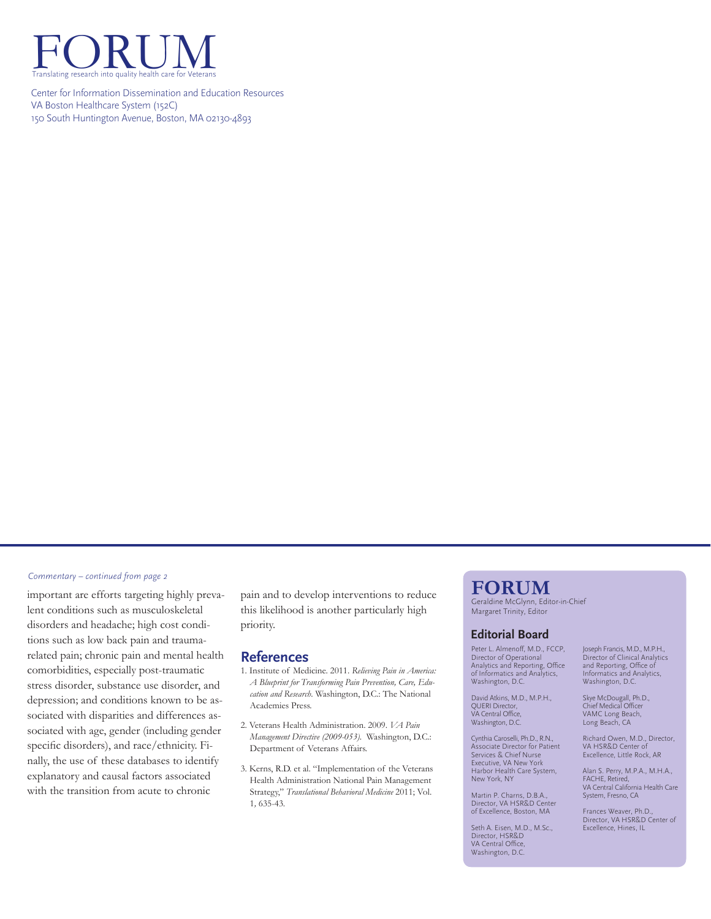# FORUM

Translating research into quality health care for Veterans

Center for Information Dissemination and Education Resources
VA Boston Healthcare System (152C)
150 South Huntington Avenue, Boston, MA 02130-4893

*Commentary – continued from page 2*

important are efforts targeting highly prevalent conditions such as musculoskeletal disorders and headache; high cost conditions such as low back pain and trauma-related pain; chronic pain and mental health comorbidities, especially post-traumatic stress disorder, substance use disorder, and depression; and conditions known to be associated with disparities and differences associated with age, gender (including gender specific disorders), and race/ethnicity. Finally, the use of these databases to identify explanatory and causal factors associated with the transition from acute to chronic pain and to develop interventions to reduce this likelihood is another particularly high priority.

## References

1. Institute of Medicine. 2011. *Relieving Pain in America: A Blueprint for Transforming Pain Prevention, Care, Education and Research.* Washington, D.C.: The National Academies Press.

2. Veterans Health Administration. 2009. *VA Pain Management Directive (2009-053).* Washington, D.C.: Department of Veterans Affairs.

3. Kerns, R.D. et al. "Implementation of the Veterans Health Administration National Pain Management Strategy," *Translational Behavioral Medicine* 2011; Vol. 1, 635-43.

## FORUM

Geraldine McGlynn, Editor-in-Chief
Margaret Trinity, Editor

### Editorial Board

Peter L. Almenoff, M.D., FCCP, Director of Operational Analytics and Reporting, Office of Informatics and Analytics, Washington, D.C.

David Atkins, M.D., M.P.H., QUERI Director, VA Central Office, Washington, D.C.

Cynthia Caroselli, Ph.D., R.N., Associate Director for Patient Services & Chief Nurse Executive, VA New York Harbor Health Care System, New York, NY

Martin P. Charns, D.B.A., Director, VA HSR&D Center of Excellence, Boston, MA

Seth A. Eisen, M.D., M.Sc., Director, HSR&D VA Central Office, Washington, D.C.

Joseph Francis, M.D., M.P.H., Director of Clinical Analytics and Reporting, Office of Informatics and Analytics, Washington, D.C.

Skye McDougall, Ph.D., Chief Medical Officer VAMC Long Beach, Long Beach, CA

Richard Owen, M.D., Director, VA HSR&D Center of Excellence, Little Rock, AR

Alan S. Perry, M.P.A., M.H.A., FACHE, Retired, VA Central California Health Care System, Fresno, CA

Frances Weaver, Ph.D., Director, VA HSR&D Center of Excellence, Hines, IL